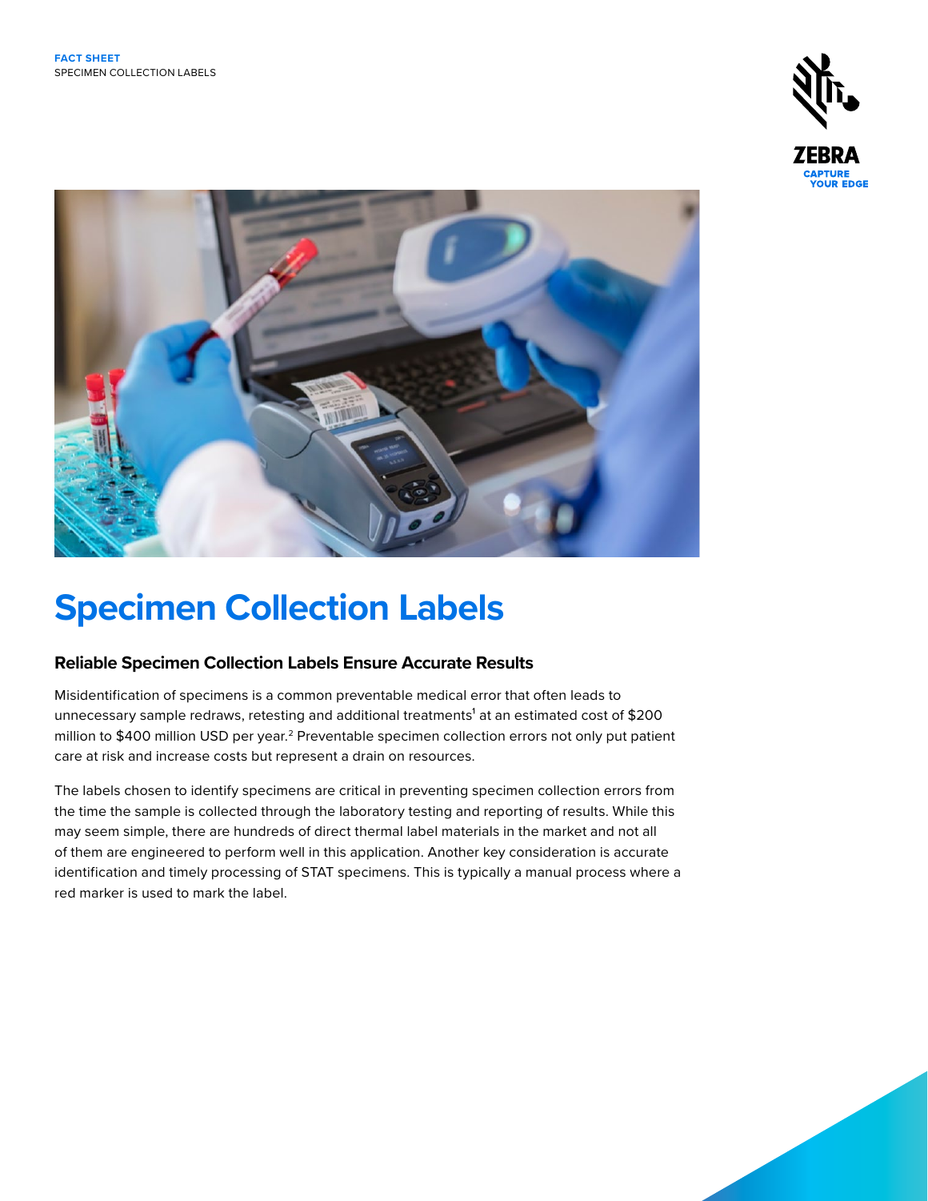**FACT SHEET**
SPECIMEN COLLECTION LABELS

# Specimen Collection Labels

### Reliable Specimen Collection Labels Ensure Accurate Results

Misidentification of specimens is a common preventable medical error that often leads to unnecessary sample redraws, retesting and additional treatments[1] at an estimated cost of $200 million to $400 million USD per year.[2] Preventable specimen collection errors not only put patient care at risk and increase costs but represent a drain on resources.

The labels chosen to identify specimens are critical in preventing specimen collection errors from the time the sample is collected through the laboratory testing and reporting of results. While this may seem simple, there are hundreds of direct thermal label materials in the market and not all of them are engineered to perform well in this application. Another key consideration is accurate identification and timely processing of STAT specimens. This is typically a manual process where a red marker is used to mark the label.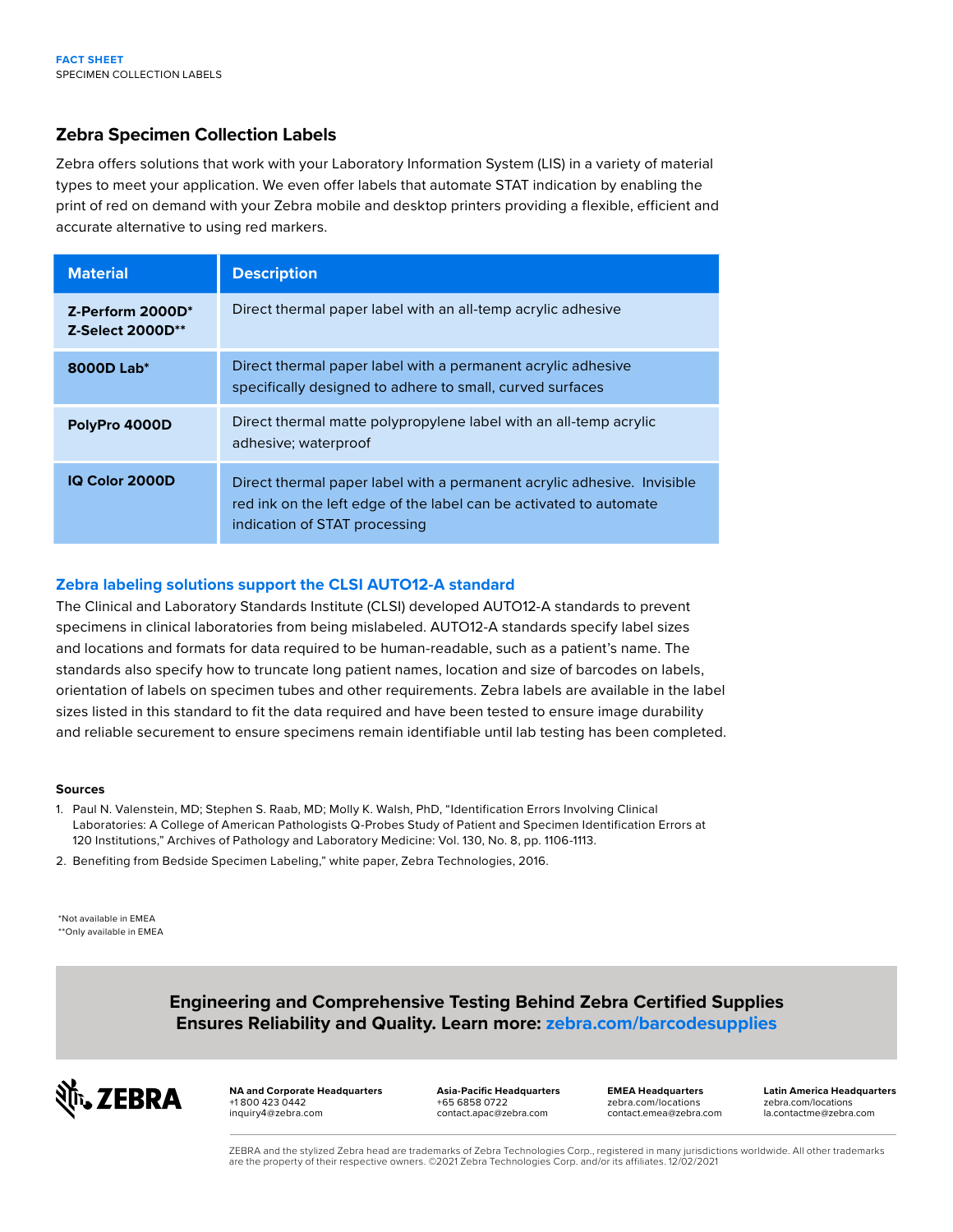## Zebra Specimen Collection Labels

Zebra offers solutions that work with your Laboratory Information System (LIS) in a variety of material types to meet your application. We even offer labels that automate STAT indication by enabling the print of red on demand with your Zebra mobile and desktop printers providing a flexible, efficient and accurate alternative to using red markers.

| Material | Description |
|---|---|
| **Z-Perform 2000D***<br>**Z-Select 2000D**** | Direct thermal paper label with an all-temp acrylic adhesive |
| **8000D Lab*** | Direct thermal paper label with a permanent acrylic adhesive specifically designed to adhere to small, curved surfaces |
| **PolyPro 4000D** | Direct thermal matte polypropylene label with an all-temp acrylic adhesive; waterproof |
| **IQ Color 2000D** | Direct thermal paper label with a permanent acrylic adhesive. Invisible red ink on the left edge of the label can be activated to automate indication of STAT processing |

### Zebra labeling solutions support the CLSI AUTO12-A standard

The Clinical and Laboratory Standards Institute (CLSI) developed AUTO12-A standards to prevent specimens in clinical laboratories from being mislabeled. AUTO12-A standards specify label sizes and locations and formats for data required to be human-readable, such as a patient's name. The standards also specify how to truncate long patient names, location and size of barcodes on labels, orientation of labels on specimen tubes and other requirements. Zebra labels are available in the label sizes listed in this standard to fit the data required and have been tested to ensure image durability and reliable securement to ensure specimens remain identifiable until lab testing has been completed.

#### Sources

1. Paul N. Valenstein, MD; Stephen S. Raab, MD; Molly K. Walsh, PhD, "Identification Errors Involving Clinical Laboratories: A College of American Pathologists Q-Probes Study of Patient and Specimen Identification Errors at 120 Institutions," Archives of Pathology and Laboratory Medicine: Vol. 130, No. 8, pp. 1106-1113.
2. Benefiting from Bedside Specimen Labeling," white paper, Zebra Technologies, 2016.

*Not available in EMEA
**Only available in EMEA

**Engineering and Comprehensive Testing Behind Zebra Certified Supplies Ensures Reliability and Quality. Learn more: zebra.com/barcodesupplies**

**NA and Corporate Headquarters**
+1 800 423 0442
inquiry4@zebra.com

**Asia-Pacific Headquarters**
+65 6858 0722
contact.apac@zebra.com

**EMEA Headquarters**
zebra.com/locations
contact.emea@zebra.com

**Latin America Headquarters**
zebra.com/locations
la.contactme@zebra.com

ZEBRA and the stylized Zebra head are trademarks of Zebra Technologies Corp., registered in many jurisdictions worldwide. All other trademarks are the property of their respective owners. ©2021 Zebra Technologies Corp. and/or its affiliates. 12/02/2021